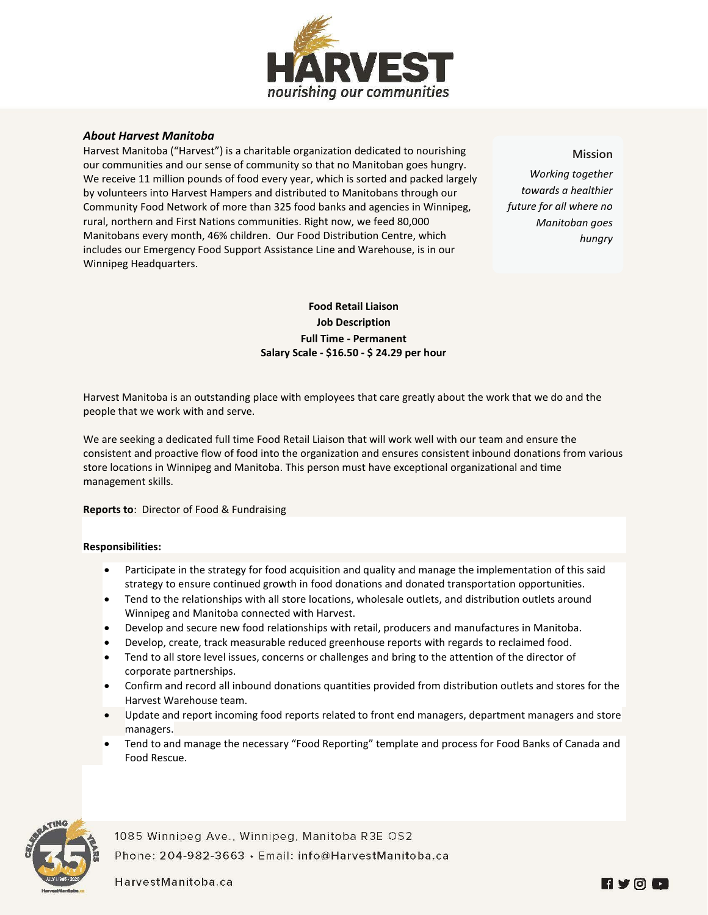HARVEST

*nourishing our communities*

### *About Harvest Manitoba*

Harvest Manitoba ("Harvest") is a charitable organization dedicated to nourishing our communities and our sense of community so that no Manitoban goes hungry. We receive 11 million pounds of food every year, which is sorted and packed largely by volunteers into Harvest Hampers and distributed to Manitobans through our Community Food Network of more than 325 food banks and agencies in Winnipeg, rural, northern and First Nations communities. Right now, we feed 80,000 Manitobans every month, 46% children. Our Food Distribution Centre, which includes our Emergency Food Support Assistance Line and Warehouse, is in our Winnipeg Headquarters.

**Mission**

*Working together towards a healthier future for all where no Manitoban goes hungry*

**Food Retail Liaison**
**Job Description**
**Full Time - Permanent**
**Salary Scale - $16.50 - $ 24.29 per hour**

Harvest Manitoba is an outstanding place with employees that care greatly about the work that we do and the people that we work with and serve.

We are seeking a dedicated full time Food Retail Liaison that will work well with our team and ensure the consistent and proactive flow of food into the organization and ensures consistent inbound donations from various store locations in Winnipeg and Manitoba. This person must have exceptional organizational and time management skills.

**Reports to**: Director of Food & Fundraising

**Responsibilities:**

- Participate in the strategy for food acquisition and quality and manage the implementation of this said strategy to ensure continued growth in food donations and donated transportation opportunities.
- Tend to the relationships with all store locations, wholesale outlets, and distribution outlets around Winnipeg and Manitoba connected with Harvest.
- Develop and secure new food relationships with retail, producers and manufactures in Manitoba.
- Develop, create, track measurable reduced greenhouse reports with regards to reclaimed food.
- Tend to all store level issues, concerns or challenges and bring to the attention of the director of corporate partnerships.
- Confirm and record all inbound donations quantities provided from distribution outlets and stores for the Harvest Warehouse team.
- Update and report incoming food reports related to front end managers, department managers and store managers.
- Tend to and manage the necessary "Food Reporting" template and process for Food Banks of Canada and Food Rescue.

1085 Winnipeg Ave., Winnipeg, Manitoba R3E 0S2
Phone: 204-982-3663 • Email: info@HarvestManitoba.ca
HarvestManitoba.ca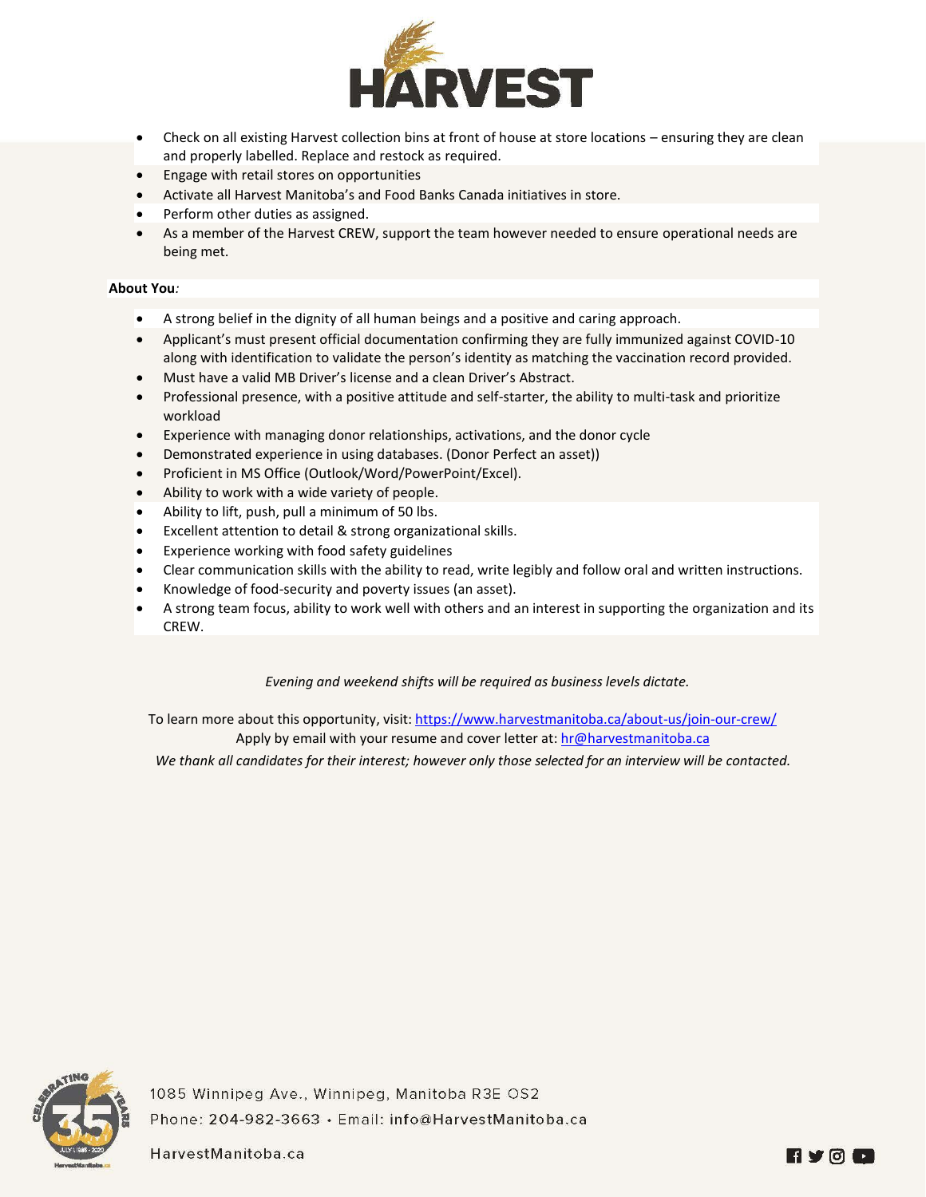- Check on all existing Harvest collection bins at front of house at store locations – ensuring they are clean and properly labelled. Replace and restock as required.
- Engage with retail stores on opportunities
- Activate all Harvest Manitoba's and Food Banks Canada initiatives in store.
- Perform other duties as assigned.
- As a member of the Harvest CREW, support the team however needed to ensure operational needs are being met.

**About You***:*

- A strong belief in the dignity of all human beings and a positive and caring approach.
- Applicant's must present official documentation confirming they are fully immunized against COVID-10 along with identification to validate the person's identity as matching the vaccination record provided.
- Must have a valid MB Driver's license and a clean Driver's Abstract.
- Professional presence, with a positive attitude and self-starter, the ability to multi-task and prioritize workload
- Experience with managing donor relationships, activations, and the donor cycle
- Demonstrated experience in using databases. (Donor Perfect an asset))
- Proficient in MS Office (Outlook/Word/PowerPoint/Excel).
- Ability to work with a wide variety of people.
- Ability to lift, push, pull a minimum of 50 lbs.
- Excellent attention to detail & strong organizational skills.
- Experience working with food safety guidelines
- Clear communication skills with the ability to read, write legibly and follow oral and written instructions.
- Knowledge of food-security and poverty issues (an asset).
- A strong team focus, ability to work well with others and an interest in supporting the organization and its CREW.

*Evening and weekend shifts will be required as business levels dictate.*

To learn more about this opportunity, visit: https://www.harvestmanitoba.ca/about-us/join-our-crew/

Apply by email with your resume and cover letter at: hr@harvestmanitoba.ca

*We thank all candidates for their interest; however only those selected for an interview will be contacted.*

1085 Winnipeg Ave., Winnipeg, Manitoba R3E 0S2

Phone: 204-982-3663 • Email: info@HarvestManitoba.ca

HarvestManitoba.ca